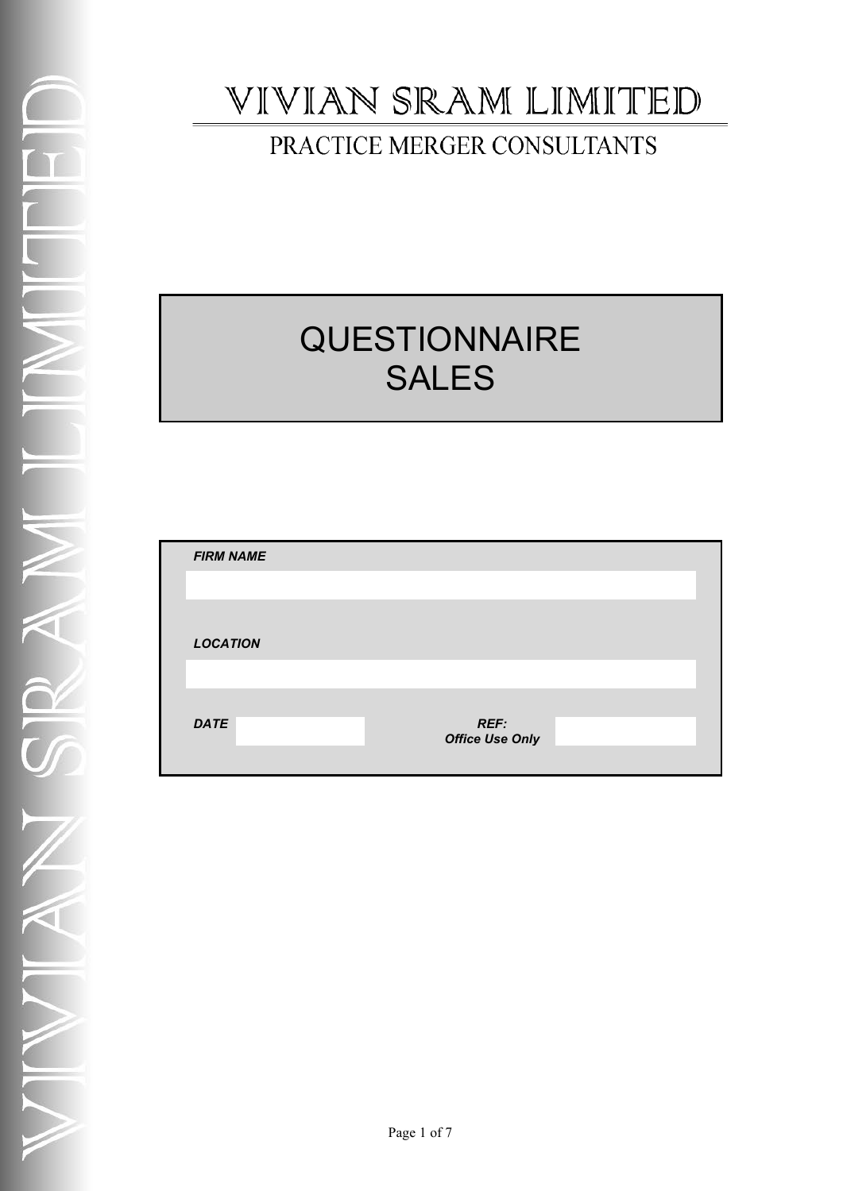# VIVIAN SRAM LIMITED

## PRACTICE MERGER CONSULTANTS

# QUESTIONNAIRE SALES

| | | | |
|---|---|---|---|
| ***FIRM NAME*** | | | |
| ***LOCATION*** | | | |
| ***DATE*** | | ***REF:*** ***Office Use Only*** | |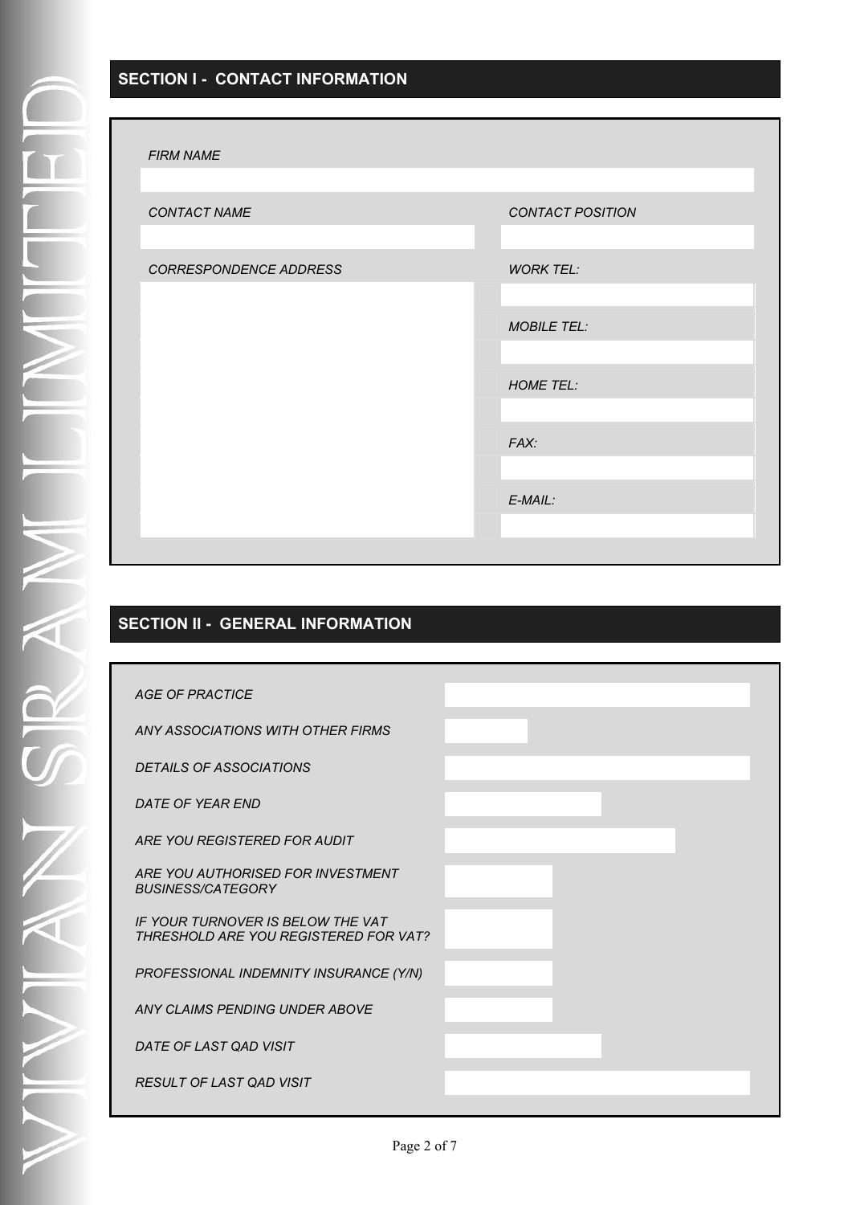## SECTION I - CONTACT INFORMATION

| | |
|---|---|
| *FIRM NAME* | |
| *CONTACT NAME* | *CONTACT POSITION* |
| | |
| *CORRESPONDENCE ADDRESS* | *WORK TEL:* |
| | |
| | *MOBILE TEL:* |
| | |
| | *HOME TEL:* |
| | |
| | *FAX:* |
| | |
| | *E-MAIL:* |
| | |

## SECTION II - GENERAL INFORMATION

| | |
|---|---|
| *AGE OF PRACTICE* | |
| *ANY ASSOCIATIONS WITH OTHER FIRMS* | |
| *DETAILS OF ASSOCIATIONS* | |
| *DATE OF YEAR END* | |
| *ARE YOU REGISTERED FOR AUDIT* | |
| *ARE YOU AUTHORISED FOR INVESTMENT BUSINESS/CATEGORY* | |
| *IF YOUR TURNOVER IS BELOW THE VAT THRESHOLD ARE YOU REGISTERED FOR VAT?* | |
| *PROFESSIONAL INDEMNITY INSURANCE (Y/N)* | |
| *ANY CLAIMS PENDING UNDER ABOVE* | |
| *DATE OF LAST QAD VISIT* | |
| *RESULT OF LAST QAD VISIT* | |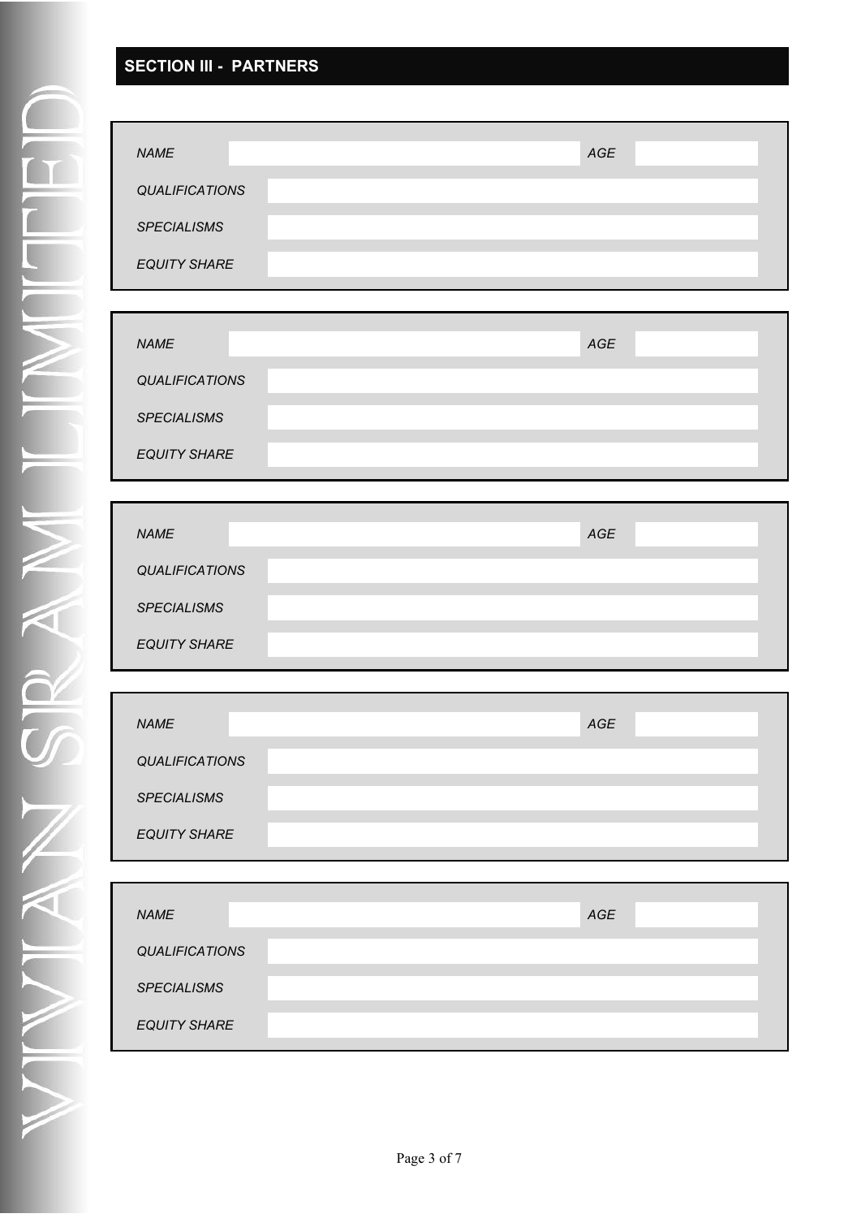## SECTION III - PARTNERS

| | | | |
|---|---|---|---|
| *NAME* | | *AGE* | |
| *QUALIFICATIONS* | | | |
| *SPECIALISMS* | | | |
| *EQUITY SHARE* | | | |

| | | | |
|---|---|---|---|
| *NAME* | | *AGE* | |
| *QUALIFICATIONS* | | | |
| *SPECIALISMS* | | | |
| *EQUITY SHARE* | | | |

| | | | |
|---|---|---|---|
| *NAME* | | *AGE* | |
| *QUALIFICATIONS* | | | |
| *SPECIALISMS* | | | |
| *EQUITY SHARE* | | | |

| | | | |
|---|---|---|---|
| *NAME* | | *AGE* | |
| *QUALIFICATIONS* | | | |
| *SPECIALISMS* | | | |
| *EQUITY SHARE* | | | |

| | | | |
|---|---|---|---|
| *NAME* | | *AGE* | |
| *QUALIFICATIONS* | | | |
| *SPECIALISMS* | | | |
| *EQUITY SHARE* | | | |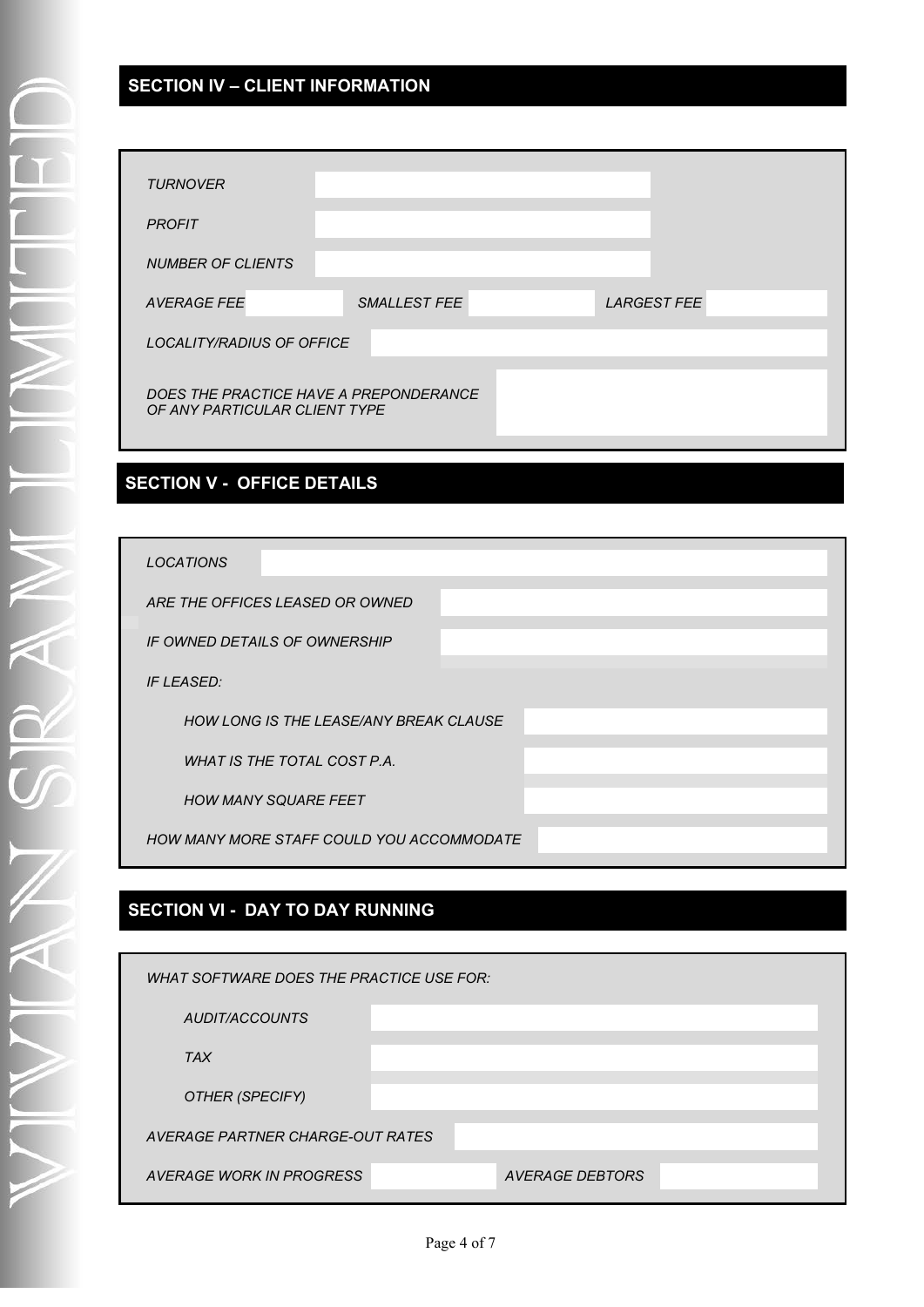## SECTION IV – CLIENT INFORMATION

| | | | | | |
|---|---|---|---|---|---|
| *TURNOVER* | | | | | |
| *PROFIT* | | | | | |
| *NUMBER OF CLIENTS* | | | | | |
| *AVERAGE FEE* | | *SMALLEST FEE* | | *LARGEST FEE* | |
| *LOCALITY/RADIUS OF OFFICE* | | | | | |
| *DOES THE PRACTICE HAVE A PREPONDERANCE OF ANY PARTICULAR CLIENT TYPE* | | | | | |

## SECTION V - OFFICE DETAILS

| | |
|---|---|
| *LOCATIONS* | |
| *ARE THE OFFICES LEASED OR OWNED* | |
| *IF OWNED DETAILS OF OWNERSHIP* | |
| *IF LEASED:* | |
| *HOW LONG IS THE LEASE/ANY BREAK CLAUSE* | |
| *WHAT IS THE TOTAL COST P.A.* | |
| *HOW MANY SQUARE FEET* | |
| *HOW MANY MORE STAFF COULD YOU ACCOMMODATE* | |

## SECTION VI - DAY TO DAY RUNNING

| | | | |
|---|---|---|---|
| *WHAT SOFTWARE DOES THE PRACTICE USE FOR:* | | | |
| *AUDIT/ACCOUNTS* | | | |
| *TAX* | | | |
| *OTHER (SPECIFY)* | | | |
| *AVERAGE PARTNER CHARGE-OUT RATES* | | | |
| *AVERAGE WORK IN PROGRESS* | | *AVERAGE DEBTORS* | |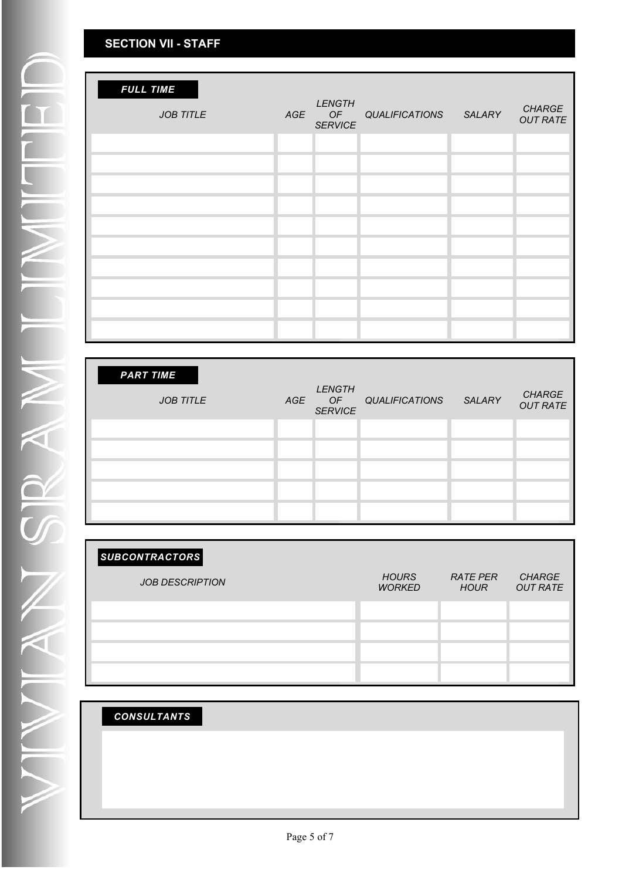## SECTION VII - STAFF

**FULL TIME**

| JOB TITLE | AGE | LENGTH OF SERVICE | QUALIFICATIONS | SALARY | CHARGE OUT RATE |
|---|---|---|---|---|---|
| | | | | | |
| | | | | | |
| | | | | | |
| | | | | | |
| | | | | | |
| | | | | | |
| | | | | | |
| | | | | | |
| | | | | | |
| | | | | | |

**PART TIME**

| JOB TITLE | AGE | LENGTH OF SERVICE | QUALIFICATIONS | SALARY | CHARGE OUT RATE |
|---|---|---|---|---|---|
| | | | | | |
| | | | | | |
| | | | | | |
| | | | | | |
| | | | | | |

**SUBCONTRACTORS**

| JOB DESCRIPTION | HOURS WORKED | RATE PER HOUR | CHARGE OUT RATE |
|---|---|---|---|
| | | | |
| | | | |
| | | | |
| | | | |

**CONSULTANTS**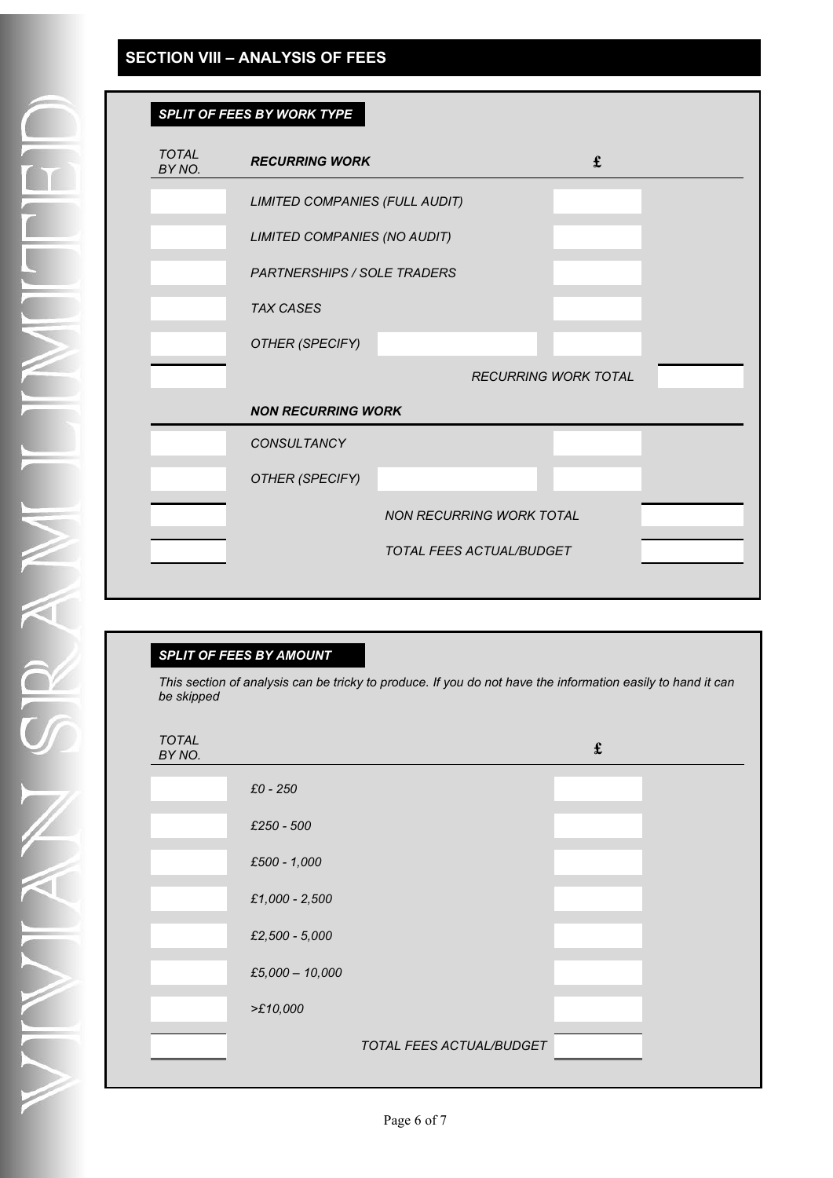## SECTION VIII – ANALYSIS OF FEES

### *SPLIT OF FEES BY WORK TYPE*

| *TOTAL BY NO.* | ***RECURRING WORK*** | | **£** | |
|---|---|---|---|---|
| | *LIMITED COMPANIES (FULL AUDIT)* | | | |
| | *LIMITED COMPANIES (NO AUDIT)* | | | |
| | *PARTNERSHIPS / SOLE TRADERS* | | | |
| | *TAX CASES* | | | |
| | *OTHER (SPECIFY)* | | | |
| | | *RECURRING WORK TOTAL* | | |
| | ***NON RECURRING WORK*** | | | |
| | *CONSULTANCY* | | | |
| | *OTHER (SPECIFY)* | | | |
| | | *NON RECURRING WORK TOTAL* | | |
| | | *TOTAL FEES ACTUAL/BUDGET* | | |

### *SPLIT OF FEES BY AMOUNT*

*This section of analysis can be tricky to produce. If you do not have the information easily to hand it can be skipped*

| *TOTAL BY NO.* | | **£** |
|---|---|---|
| | *£0 - 250* | |
| | *£250 - 500* | |
| | *£500 - 1,000* | |
| | *£1,000 - 2,500* | |
| | *£2,500 - 5,000* | |
| | *£5,000 – 10,000* | |
| | *>£10,000* | |
| | *TOTAL FEES ACTUAL/BUDGET* | |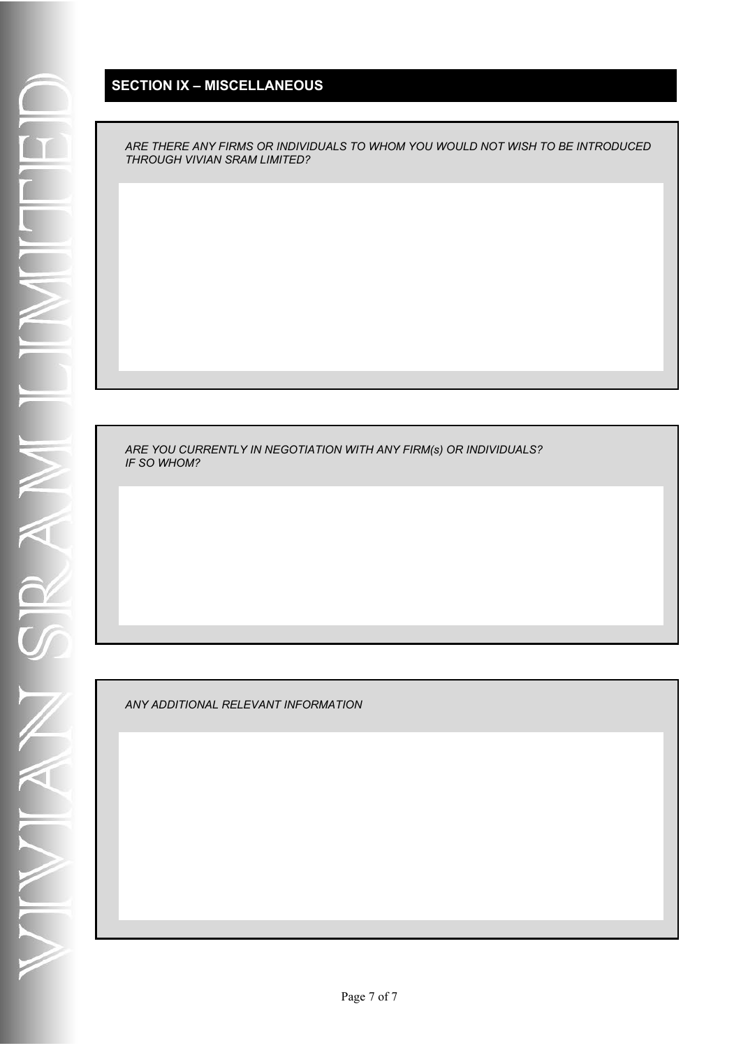## SECTION IX – MISCELLANEOUS

*ARE THERE ANY FIRMS OR INDIVIDUALS TO WHOM YOU WOULD NOT WISH TO BE INTRODUCED THROUGH VIVIAN SRAM LIMITED?*

*ARE YOU CURRENTLY IN NEGOTIATION WITH ANY FIRM(s) OR INDIVIDUALS? IF SO WHOM?*

*ANY ADDITIONAL RELEVANT INFORMATION*